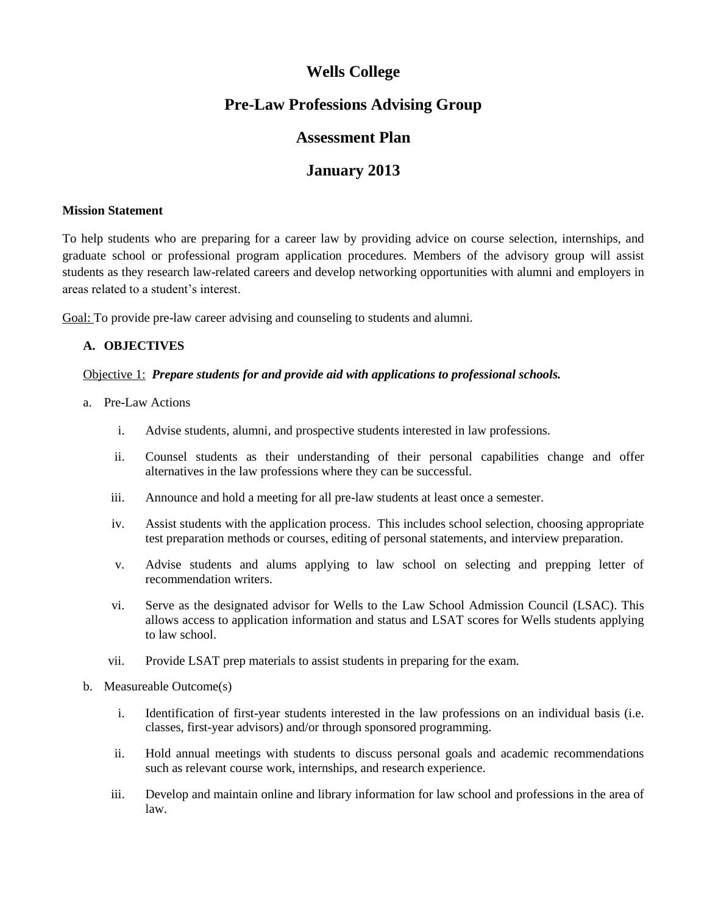# Wells College

## Pre-Law Professions Advising Group

## Assessment Plan

## January 2013

**Mission Statement**

To help students who are preparing for a career law by providing advice on course selection, internships, and graduate school or professional program application procedures. Members of the advisory group will assist students as they research law-related careers and develop networking opportunities with alumni and employers in areas related to a student's interest.

<u>Goal:</u> To provide pre-law career advising and counseling to students and alumni.

**A. OBJECTIVES**

<u>Objective 1:</u> ***Prepare students for and provide aid with applications to professional schools.***

a. Pre-Law Actions

   i. Advise students, alumni, and prospective students interested in law professions.

   ii. Counsel students as their understanding of their personal capabilities change and offer alternatives in the law professions where they can be successful.

   iii. Announce and hold a meeting for all pre-law students at least once a semester.

   iv. Assist students with the application process. This includes school selection, choosing appropriate test preparation methods or courses, editing of personal statements, and interview preparation.

   v. Advise students and alums applying to law school on selecting and prepping letter of recommendation writers.

   vi. Serve as the designated advisor for Wells to the Law School Admission Council (LSAC). This allows access to application information and status and LSAT scores for Wells students applying to law school.

   vii. Provide LSAT prep materials to assist students in preparing for the exam.

b. Measureable Outcome(s)

   i. Identification of first-year students interested in the law professions on an individual basis (i.e. classes, first-year advisors) and/or through sponsored programming.

   ii. Hold annual meetings with students to discuss personal goals and academic recommendations such as relevant course work, internships, and research experience.

   iii. Develop and maintain online and library information for law school and professions in the area of law.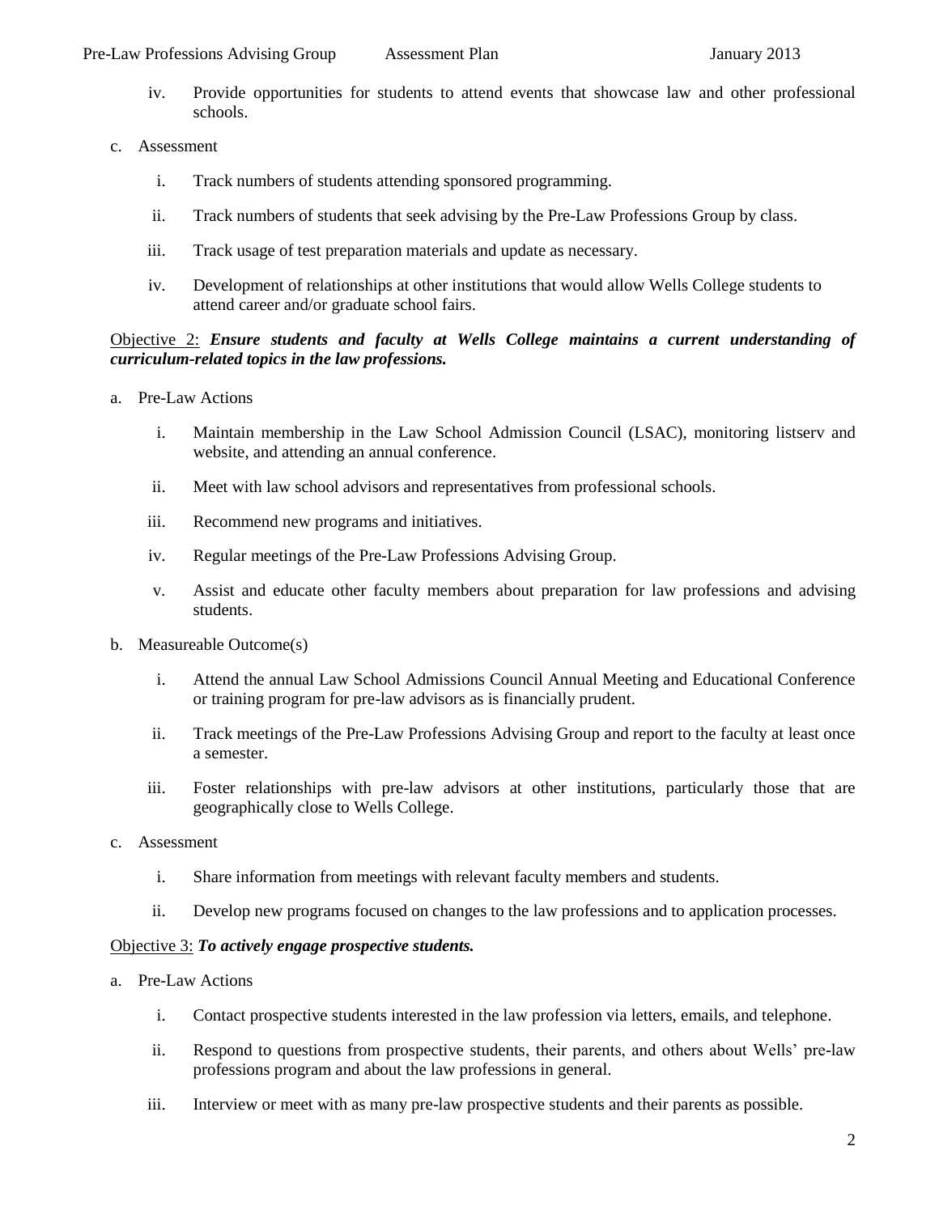iv. Provide opportunities for students to attend events that showcase law and other professional schools.

c. Assessment

   i. Track numbers of students attending sponsored programming.

   ii. Track numbers of students that seek advising by the Pre-Law Professions Group by class.

   iii. Track usage of test preparation materials and update as necessary.

   iv. Development of relationships at other institutions that would allow Wells College students to attend career and/or graduate school fairs.

<u>Objective 2:</u> ***Ensure students and faculty at Wells College maintains a current understanding of curriculum-related topics in the law professions.***

a. Pre-Law Actions

   i. Maintain membership in the Law School Admission Council (LSAC), monitoring listserv and website, and attending an annual conference.

   ii. Meet with law school advisors and representatives from professional schools.

   iii. Recommend new programs and initiatives.

   iv. Regular meetings of the Pre-Law Professions Advising Group.

   v. Assist and educate other faculty members about preparation for law professions and advising students.

b. Measureable Outcome(s)

   i. Attend the annual Law School Admissions Council Annual Meeting and Educational Conference or training program for pre-law advisors as is financially prudent.

   ii. Track meetings of the Pre-Law Professions Advising Group and report to the faculty at least once a semester.

   iii. Foster relationships with pre-law advisors at other institutions, particularly those that are geographically close to Wells College.

c. Assessment

   i. Share information from meetings with relevant faculty members and students.

   ii. Develop new programs focused on changes to the law professions and to application processes.

<u>Objective 3:</u> ***To actively engage prospective students.***

a. Pre-Law Actions

   i. Contact prospective students interested in the law profession via letters, emails, and telephone.

   ii. Respond to questions from prospective students, their parents, and others about Wells' pre-law professions program and about the law professions in general.

   iii. Interview or meet with as many pre-law prospective students and their parents as possible.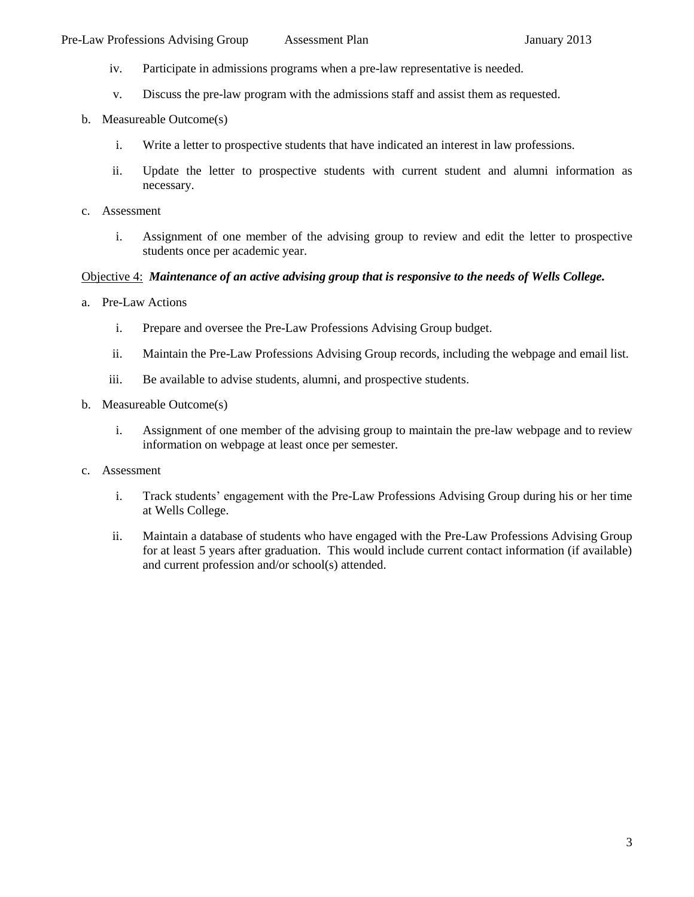iv. Participate in admissions programs when a pre-law representative is needed.

v. Discuss the pre-law program with the admissions staff and assist them as requested.

b. Measureable Outcome(s)

i. Write a letter to prospective students that have indicated an interest in law professions.

ii. Update the letter to prospective students with current student and alumni information as necessary.

c. Assessment

i. Assignment of one member of the advising group to review and edit the letter to prospective students once per academic year.

Objective 4: ***Maintenance of an active advising group that is responsive to the needs of Wells College.***

a. Pre-Law Actions

i. Prepare and oversee the Pre-Law Professions Advising Group budget.

ii. Maintain the Pre-Law Professions Advising Group records, including the webpage and email list.

iii. Be available to advise students, alumni, and prospective students.

b. Measureable Outcome(s)

i. Assignment of one member of the advising group to maintain the pre-law webpage and to review information on webpage at least once per semester.

c. Assessment

i. Track students' engagement with the Pre-Law Professions Advising Group during his or her time at Wells College.

ii. Maintain a database of students who have engaged with the Pre-Law Professions Advising Group for at least 5 years after graduation. This would include current contact information (if available) and current profession and/or school(s) attended.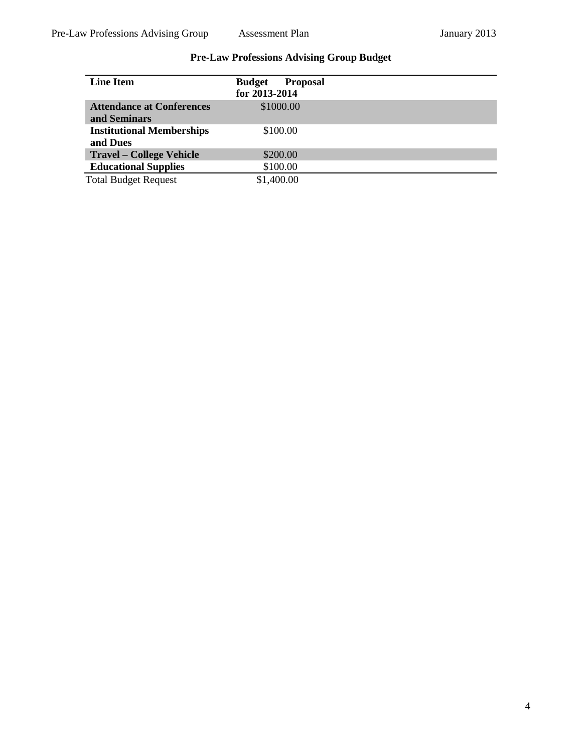**Pre-Law Professions Advising Group Budget**

| Line Item | Budget Proposal for 2013-2014 |
|---|---|
| **Attendance at Conferences and Seminars** | $1000.00 |
| **Institutional Memberships and Dues** | $100.00 |
| **Travel – College Vehicle** | $200.00 |
| **Educational Supplies** | $100.00 |
| Total Budget Request | $1,400.00 |